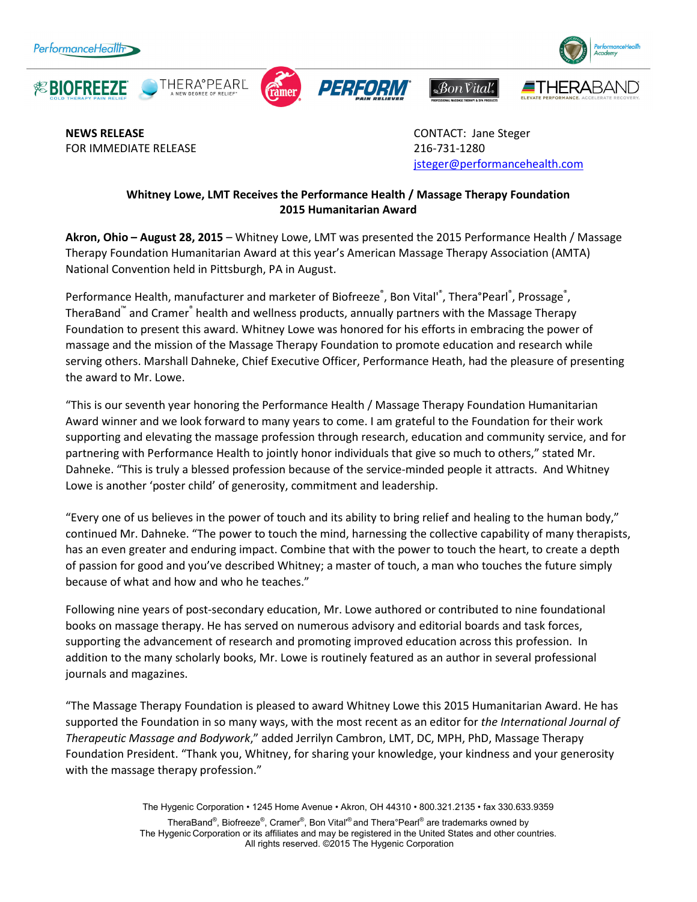**NEWS RELEASE**
FOR IMMEDIATE RELEASE

CONTACT: Jane Steger
216-731-1280
jsteger@performancehealth.com

**Whitney Lowe, LMT Receives the Performance Health / Massage Therapy Foundation 2015 Humanitarian Award**

**Akron, Ohio – August 28, 2015** – Whitney Lowe, LMT was presented the 2015 Performance Health / Massage Therapy Foundation Humanitarian Award at this year's American Massage Therapy Association (AMTA) National Convention held in Pittsburgh, PA in August.

Performance Health, manufacturer and marketer of Biofreeze®, Bon Vital'®, Thera°Pearl®, Prossage®, TheraBand™ and Cramer® health and wellness products, annually partners with the Massage Therapy Foundation to present this award. Whitney Lowe was honored for his efforts in embracing the power of massage and the mission of the Massage Therapy Foundation to promote education and research while serving others. Marshall Dahneke, Chief Executive Officer, Performance Heath, had the pleasure of presenting the award to Mr. Lowe.

"This is our seventh year honoring the Performance Health / Massage Therapy Foundation Humanitarian Award winner and we look forward to many years to come. I am grateful to the Foundation for their work supporting and elevating the massage profession through research, education and community service, and for partnering with Performance Health to jointly honor individuals that give so much to others," stated Mr. Dahneke. "This is truly a blessed profession because of the service-minded people it attracts. And Whitney Lowe is another 'poster child' of generosity, commitment and leadership.

"Every one of us believes in the power of touch and its ability to bring relief and healing to the human body," continued Mr. Dahneke. "The power to touch the mind, harnessing the collective capability of many therapists, has an even greater and enduring impact. Combine that with the power to touch the heart, to create a depth of passion for good and you've described Whitney; a master of touch, a man who touches the future simply because of what and how and who he teaches."

Following nine years of post-secondary education, Mr. Lowe authored or contributed to nine foundational books on massage therapy. He has served on numerous advisory and editorial boards and task forces, supporting the advancement of research and promoting improved education across this profession. In addition to the many scholarly books, Mr. Lowe is routinely featured as an author in several professional journals and magazines.

"The Massage Therapy Foundation is pleased to award Whitney Lowe this 2015 Humanitarian Award. He has supported the Foundation in so many ways, with the most recent as an editor for *the International Journal of Therapeutic Massage and Bodywork*," added Jerrilyn Cambron, LMT, DC, MPH, PhD, Massage Therapy Foundation President. "Thank you, Whitney, for sharing your knowledge, your kindness and your generosity with the massage therapy profession."

The Hygenic Corporation • 1245 Home Avenue • Akron, OH 44310 • 800.321.2135 • fax 330.633.9359

TheraBand®, Biofreeze®, Cramer®, Bon Vital'® and Thera°Pearl® are trademarks owned by The Hygenic Corporation or its affiliates and may be registered in the United States and other countries. All rights reserved. ©2015 The Hygenic Corporation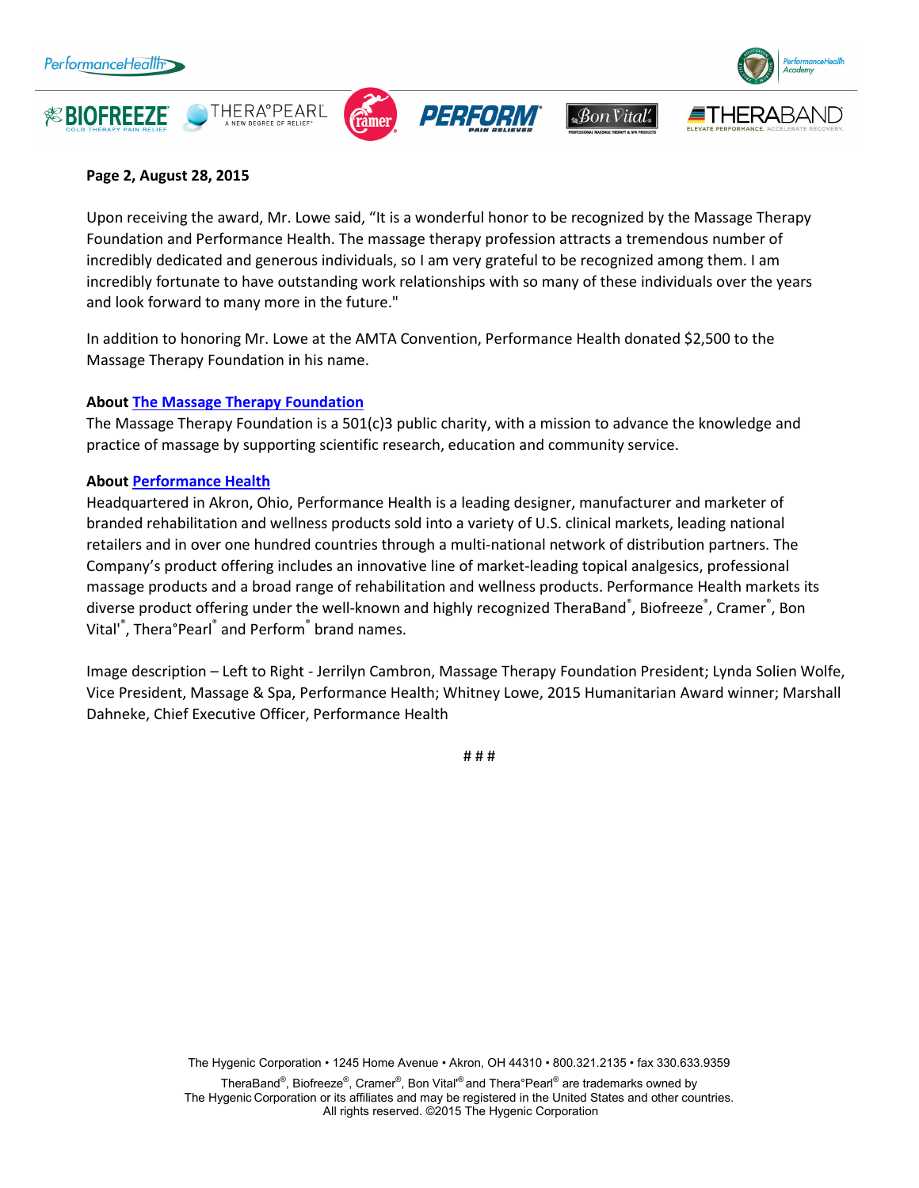**Page 2, August 28, 2015**

Upon receiving the award, Mr. Lowe said, "It is a wonderful honor to be recognized by the Massage Therapy Foundation and Performance Health. The massage therapy profession attracts a tremendous number of incredibly dedicated and generous individuals, so I am very grateful to be recognized among them. I am incredibly fortunate to have outstanding work relationships with so many of these individuals over the years and look forward to many more in the future."

In addition to honoring Mr. Lowe at the AMTA Convention, Performance Health donated $2,500 to the Massage Therapy Foundation in his name.

**About The Massage Therapy Foundation**

The Massage Therapy Foundation is a 501(c)3 public charity, with a mission to advance the knowledge and practice of massage by supporting scientific research, education and community service.

**About Performance Health**

Headquartered in Akron, Ohio, Performance Health is a leading designer, manufacturer and marketer of branded rehabilitation and wellness products sold into a variety of U.S. clinical markets, leading national retailers and in over one hundred countries through a multi-national network of distribution partners. The Company's product offering includes an innovative line of market-leading topical analgesics, professional massage products and a broad range of rehabilitation and wellness products. Performance Health markets its diverse product offering under the well-known and highly recognized TheraBand®, Biofreeze®, Cramer®, Bon Vital'®, Thera°Pearl® and Perform® brand names.

Image description – Left to Right - Jerrilyn Cambron, Massage Therapy Foundation President; Lynda Solien Wolfe, Vice President, Massage & Spa, Performance Health; Whitney Lowe, 2015 Humanitarian Award winner; Marshall Dahneke, Chief Executive Officer, Performance Health

# # #

The Hygenic Corporation • 1245 Home Avenue • Akron, OH 44310 • 800.321.2135 • fax 330.633.9359

TheraBand®, Biofreeze®, Cramer®, Bon Vital'® and Thera°Pearl® are trademarks owned by The Hygenic Corporation or its affiliates and may be registered in the United States and other countries. All rights reserved. ©2015 The Hygenic Corporation